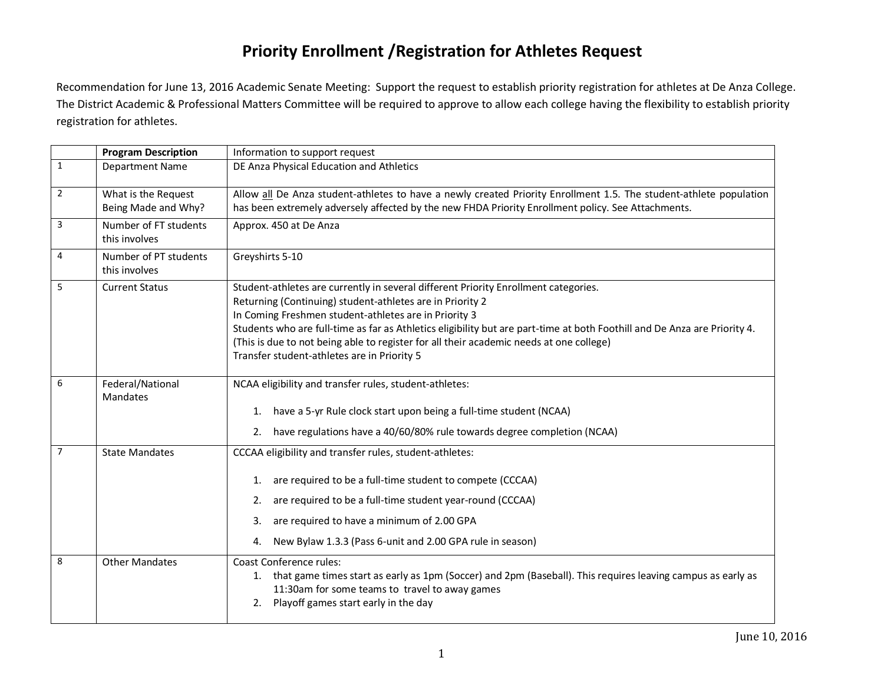# Priority Enrollment /Registration for Athletes Request

Recommendation for June 13, 2016 Academic Senate Meeting: Support the request to establish priority registration for athletes at De Anza College. The District Academic & Professional Matters Committee will be required to approve to allow each college having the flexibility to establish priority registration for athletes.

| | **Program Description** | Information to support request |
|---|---|---|
| 1 | Department Name | DE Anza Physical Education and Athletics |
| 2 | What is the Request Being Made and Why? | Allow <u>all</u> De Anza student-athletes to have a newly created Priority Enrollment 1.5. The student-athlete population has been extremely adversely affected by the new FHDA Priority Enrollment policy. See Attachments. |
| 3 | Number of FT students this involves | Approx. 450 at De Anza |
| 4 | Number of PT students this involves | Greyshirts 5-10 |
| 5 | Current Status | Student-athletes are currently in several different Priority Enrollment categories.<br>Returning (Continuing) student-athletes are in Priority 2<br>In Coming Freshmen student-athletes are in Priority 3<br>Students who are full-time as far as Athletics eligibility but are part-time at both Foothill and De Anza are Priority 4. (This is due to not being able to register for all their academic needs at one college)<br>Transfer student-athletes are in Priority 5 |
| 6 | Federal/National Mandates | NCAA eligibility and transfer rules, student-athletes:<br>1. have a 5-yr Rule clock start upon being a full-time student (NCAA)<br>2. have regulations have a 40/60/80% rule towards degree completion (NCAA) |
| 7 | State Mandates | CCCAA eligibility and transfer rules, student-athletes:<br>1. are required to be a full-time student to compete (CCCAA)<br>2. are required to be a full-time student year-round (CCCAA)<br>3. are required to have a minimum of 2.00 GPA<br>4. New Bylaw 1.3.3 (Pass 6-unit and 2.00 GPA rule in season) |
| 8 | Other Mandates | Coast Conference rules:<br>1. that game times start as early as 1pm (Soccer) and 2pm (Baseball). This requires leaving campus as early as 11:30am for some teams to travel to away games<br>2. Playoff games start early in the day |

June 10, 2016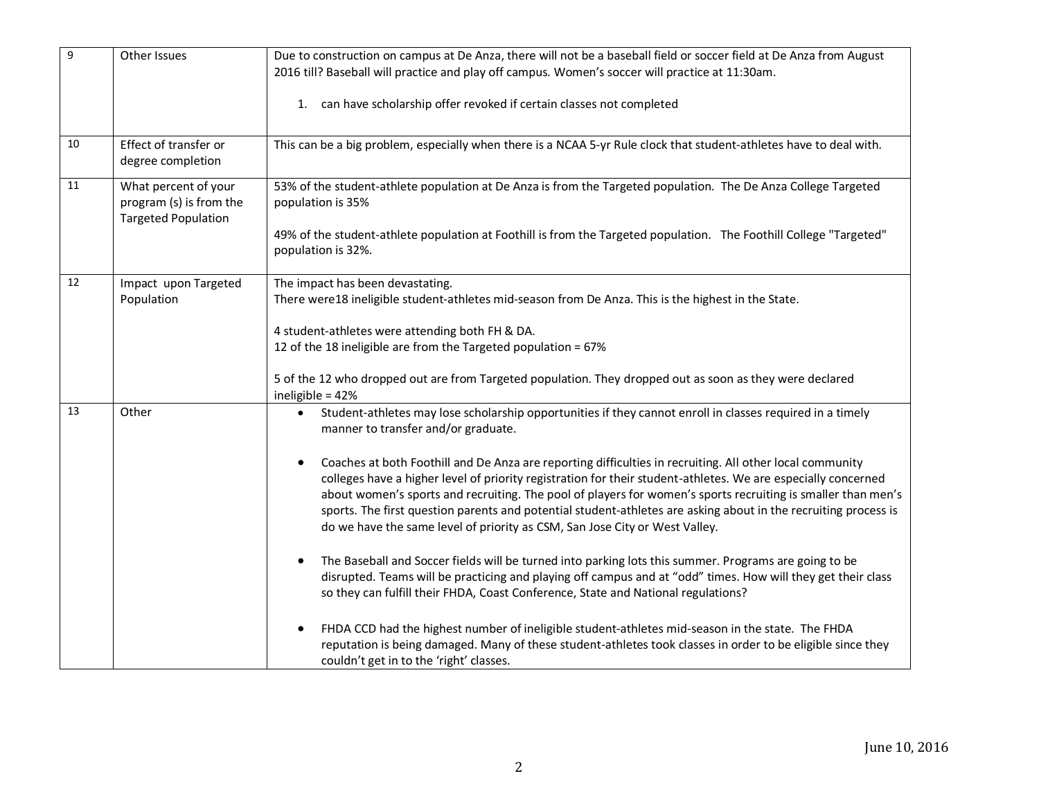| | | |
|---|---|---|
| 9 | Other Issues | Due to construction on campus at De Anza, there will not be a baseball field or soccer field at De Anza from August 2016 till? Baseball will practice and play off campus. Women's soccer will practice at 11:30am.<br><br>1. can have scholarship offer revoked if certain classes not completed |
| 10 | Effect of transfer or degree completion | This can be a big problem, especially when there is a NCAA 5-yr Rule clock that student-athletes have to deal with. |
| 11 | What percent of your program (s) is from the Targeted Population | 53% of the student-athlete population at De Anza is from the Targeted population. The De Anza College Targeted population is 35%<br><br>49% of the student-athlete population at Foothill is from the Targeted population. The Foothill College "Targeted" population is 32%. |
| 12 | Impact upon Targeted Population | The impact has been devastating.<br>There were18 ineligible student-athletes mid-season from De Anza. This is the highest in the State.<br><br>4 student-athletes were attending both FH & DA.<br>12 of the 18 ineligible are from the Targeted population = 67%<br><br>5 of the 12 who dropped out are from Targeted population. They dropped out as soon as they were declared ineligible = 42% |
| 13 | Other | • Student-athletes may lose scholarship opportunities if they cannot enroll in classes required in a timely manner to transfer and/or graduate.<br><br>• Coaches at both Foothill and De Anza are reporting difficulties in recruiting. All other local community colleges have a higher level of priority registration for their student-athletes. We are especially concerned about women's sports and recruiting. The pool of players for women's sports recruiting is smaller than men's sports. The first question parents and potential student-athletes are asking about in the recruiting process is do we have the same level of priority as CSM, San Jose City or West Valley.<br><br>• The Baseball and Soccer fields will be turned into parking lots this summer. Programs are going to be disrupted. Teams will be practicing and playing off campus and at "odd" times. How will they get their class so they can fulfill their FHDA, Coast Conference, State and National regulations?<br><br>• FHDA CCD had the highest number of ineligible student-athletes mid-season in the state. The FHDA reputation is being damaged. Many of these student-athletes took classes in order to be eligible since they couldn't get in to the 'right' classes. |

June 10, 2016